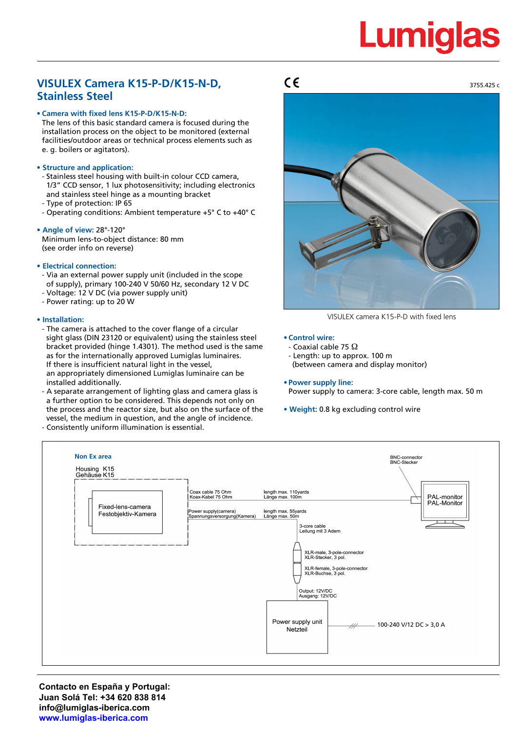# VISULEX Camera K15-P-D/K15-N-D, Stainless Steel

CE

3755.425 c

- **Camera with fixed lens K15-P-D/K15-N-D:**
  The lens of this basic standard camera is focused during the installation process on the object to be monitored (external facilities/outdoor areas or technical process elements such as e. g. boilers or agitators).

- **Structure and application:**
  - Stainless steel housing with built-in colour CCD camera, 1/3" CCD sensor, 1 lux photosensitivity; including electronics and stainless steel hinge as a mounting bracket
  - Type of protection: IP 65
  - Operating conditions: Ambient temperature +5° C to +40° C

- **Angle of view:** 28°-120°
  Minimum lens-to-object distance: 80 mm
  (see order info on reverse)

- **Electrical connection:**
  - Via an external power supply unit (included in the scope of supply), primary 100-240 V 50/60 Hz, secondary 12 V DC
  - Voltage: 12 V DC (via power supply unit)
  - Power rating: up to 20 W

- **Installation:**
  - The camera is attached to the cover flange of a circular sight glass (DIN 23120 or equivalent) using the stainless steel bracket provided (hinge 1.4301). The method used is the same as for the internationally approved Lumiglas luminaires.
    If there is insufficient natural light in the vessel, an appropriately dimensioned Lumiglas luminaire can be installed additionally.
  - A separate arrangement of lighting glass and camera glass is a further option to be considered. This depends not only on the process and the reactor size, but also on the surface of the vessel, the medium in question, and the angle of incidence.
  - Consistently uniform illumination is essential.

VISULEX camera K15-P-D with fixed lens

- **Control wire:**
  - Coaxial cable 75 Ω
  - Length: up to approx. 100 m
    (between camera and display monitor)

- **Power supply line:**
  Power supply to camera: 3-core cable, length max. 50 m

- **Weight:** 0.8 kg excluding control wire

Non Ex area

Housing K15
Gehäuse K15

Fixed-lens-camera
Festobjektiv-Kamera

Coax cable 75 Ohm
Koax-Kabel 75 Ohm

length max. 110yards
Länge max. 100m

Power supply(camera)
Spannungsversorgung(Kamera)

length max. 55yards
Länge max. 50m

BNC-connector
BNC-Stecker

PAL-monitor
PAL-Monitor

3-core cable
Leitung mit 3 Adern

XLR-male, 3-pole-connector
XLR-Stecker, 3 pol.

XLR-female, 3-pole-connector
XLR-Buchse, 3 pol.

Output: 12V/DC
Ausgang: 12V/DC

Power supply unit
Netzteil

100-240 V/12 DC > 3,0 A

**Contacto en España y Portugal:**
**Juan Solá Tel: +34 620 838 814**
**info@lumiglas-iberica.com**
**www.lumiglas-iberica.com**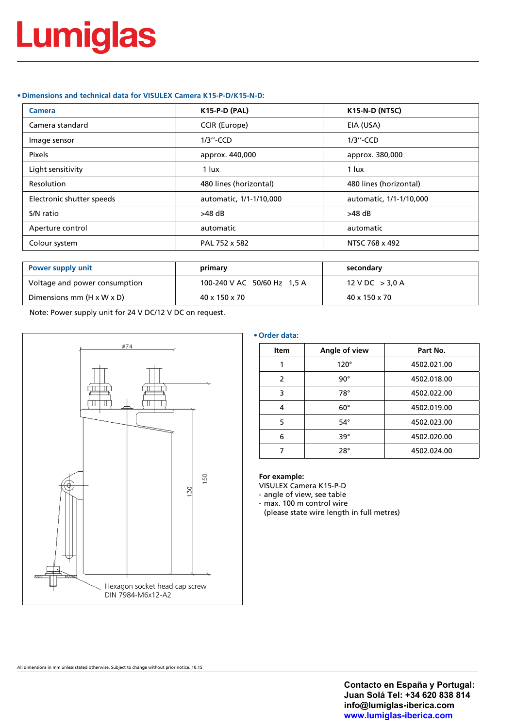# Lumiglas

**• Dimensions and technical data for VISULEX Camera K15-P-D/K15-N-D:**

| Camera | K15-P-D (PAL) | K15-N-D (NTSC) |
|---|---|---|
| Camera standard | CCIR (Europe) | EIA (USA) |
| Image sensor | 1/3''-CCD | 1/3''-CCD |
| Pixels | approx. 440,000 | approx. 380,000 |
| Light sensitivity | 1 lux | 1 lux |
| Resolution | 480 lines (horizontal) | 480 lines (horizontal) |
| Electronic shutter speeds | automatic, 1/1-1/10,000 | automatic, 1/1-1/10,000 |
| S/N ratio | >48 dB | >48 dB |
| Aperture control | automatic | automatic |
| Colour system | PAL 752 x 582 | NTSC 768 x 492 |

| Power supply unit | primary | secondary |
|---|---|---|
| Voltage and power consumption | 100-240 V AC 50/60 Hz 1,5 A | 12 V DC > 3,0 A |
| Dimensions mm (H x W x D) | 40 x 150 x 70 | 40 x 150 x 70 |

Note: Power supply unit for 24 V DC/12 V DC on request.

ø74

150

130

Hexagon socket head cap screw
DIN 7984-M6x12-A2

**• Order data:**

| Item | Angle of view | Part No. |
|---|---|---|
| 1 | 120° | 4502.021.00 |
| 2 | 90° | 4502.018.00 |
| 3 | 78° | 4502.022.00 |
| 4 | 60° | 4502.019.00 |
| 5 | 54° | 4502.023.00 |
| 6 | 39° | 4502.020.00 |
| 7 | 28° | 4502.024.00 |

**For example:**
VISULEX Camera K15-P-D
- angle of view, see table
- max. 100 m control wire
  (please state wire length in full metres)

All dimensions in mm unless stated otherwise. Subject to change without prior notice. 10.15

**Contacto en España y Portugal:**
**Juan Solá Tel: +34 620 838 814**
**info@lumiglas-iberica.com**
**www.lumiglas-iberica.com**